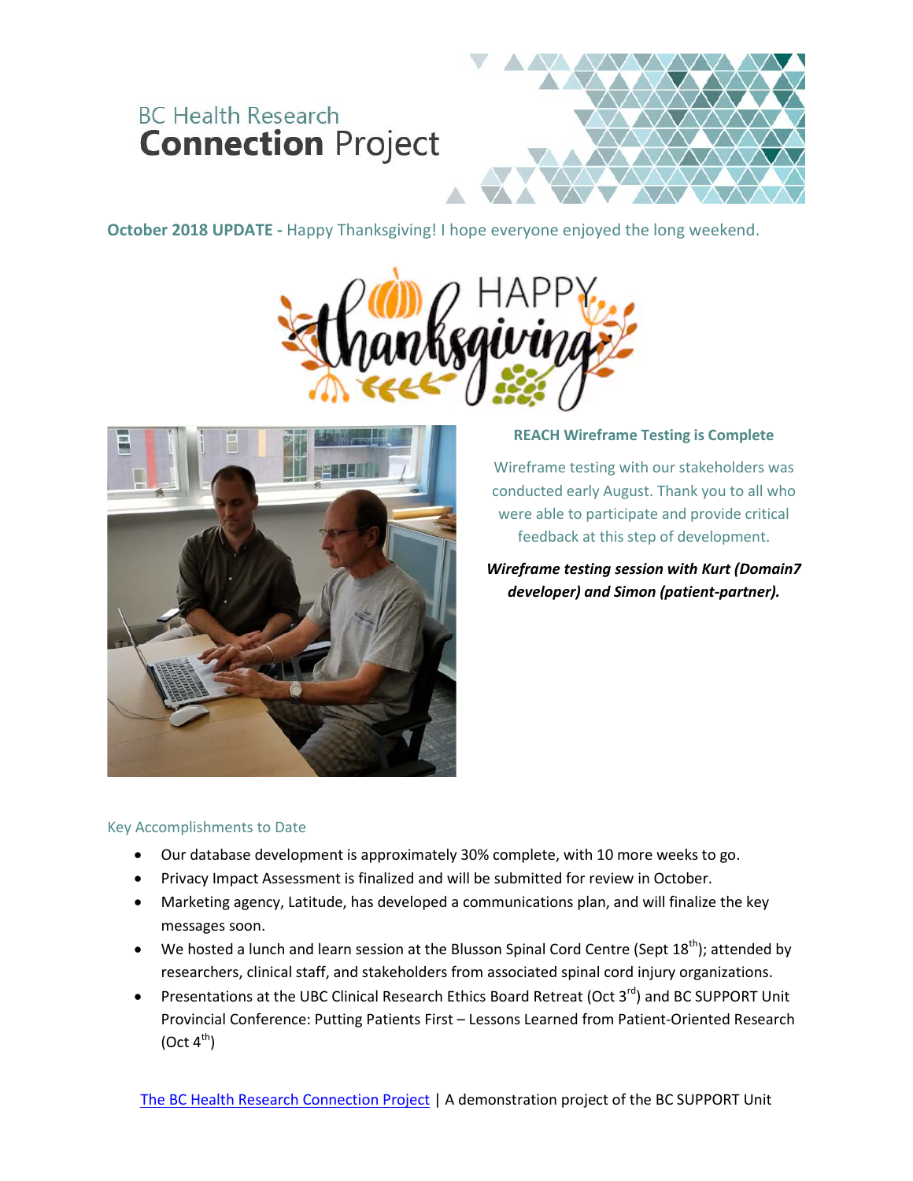# BC Health Research **Connection** Project

**October 2018 UPDATE -** Happy Thanksgiving! I hope everyone enjoyed the long weekend.

### REACH Wireframe Testing is Complete

Wireframe testing with our stakeholders was conducted early August. Thank you to all who were able to participate and provide critical feedback at this step of development.

***Wireframe testing session with Kurt (Domain7 developer) and Simon (patient-partner).***

## Key Accomplishments to Date

- Our database development is approximately 30% complete, with 10 more weeks to go.
- Privacy Impact Assessment is finalized and will be submitted for review in October.
- Marketing agency, Latitude, has developed a communications plan, and will finalize the key messages soon.
- We hosted a lunch and learn session at the Blusson Spinal Cord Centre (Sept 18th); attended by researchers, clinical staff, and stakeholders from associated spinal cord injury organizations.
- Presentations at the UBC Clinical Research Ethics Board Retreat (Oct 3rd) and BC SUPPORT Unit Provincial Conference: Putting Patients First – Lessons Learned from Patient-Oriented Research (Oct 4th)

The BC Health Research Connection Project | A demonstration project of the BC SUPPORT Unit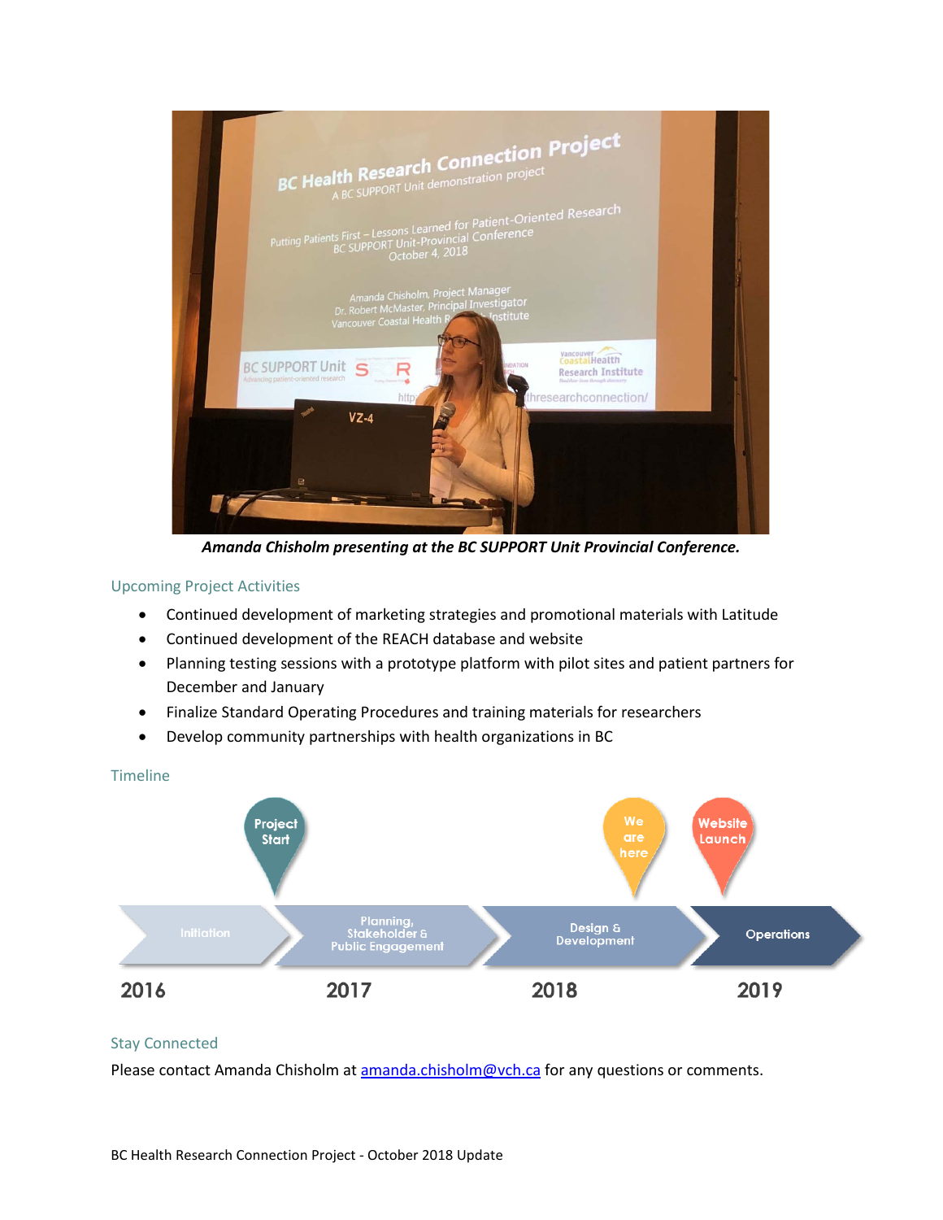*Amanda Chisholm presenting at the BC SUPPORT Unit Provincial Conference.*

## Upcoming Project Activities

- Continued development of marketing strategies and promotional materials with Latitude
- Continued development of the REACH database and website
- Planning testing sessions with a prototype platform with pilot sites and patient partners for December and January
- Finalize Standard Operating Procedures and training materials for researchers
- Develop community partnerships with health organizations in BC

## Timeline

Project Start

We are here

Website Launch

Initiation

Planning, Stakeholder & Public Engagement

Design & Development

Operations

2016

2017

2018

2019

## Stay Connected

Please contact Amanda Chisholm at [amanda.chisholm@vch.ca](mailto:amanda.chisholm@vch.ca) for any questions or comments.